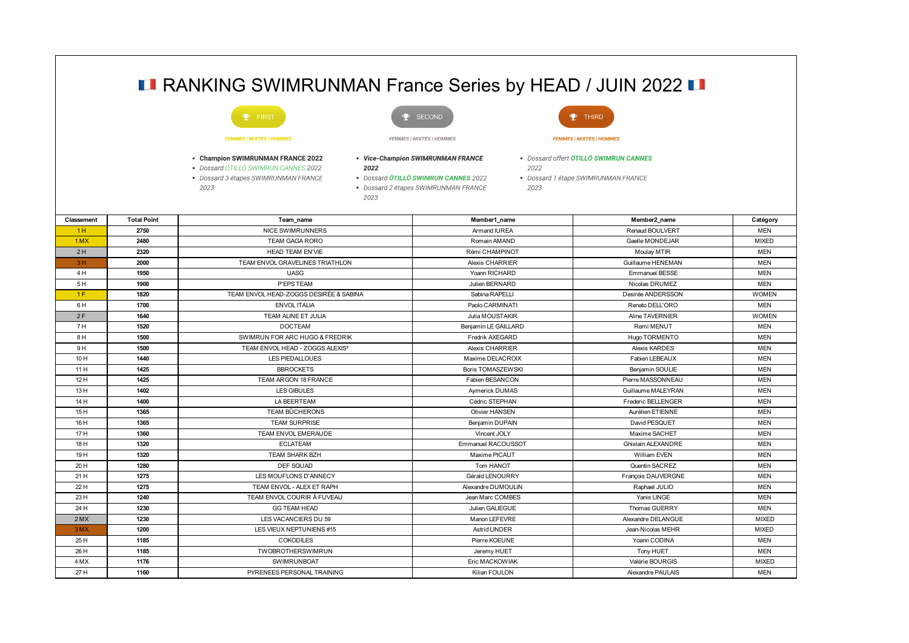# RANKING SWIMRUNMAN France Series by HEAD / JUIN 2022

**FIRST**

*FEMMES | MIXTES | HOMMES*

- **Champion SWIMRUNMAN FRANCE 2022**
- *Dossard ÖTILLÖ SWIMRUN CANNES 2022*
- *Dossard 3 étapes SWIMRUNMAN FRANCE 2023*

**SECOND**

*FEMMES | MIXTES | HOMMES*

- ***Vice-Champion SWIMRUNMAN FRANCE 2022***
- *Dossard **ÖTILLÖ SWIMRUN CANNES** 2022*
- *Dossard 2 étapes SWIMRUNMAN FRANCE 2023*

**THIRD**

*FEMMES | MIXTES | HOMMES*

- *Dossard offert **ÖTILLÖ SWIMRUN CANNES** 2022*
- *Dossard 1 étape SWIMRUNMAN FRANCE 2023*

| Classement | Total Point | Team_name | Member1_name | Member2_name | Catégory |
|---|---|---|---|---|---|
| 1 H | 2750 | NICE SWIMRUNNERS | Armand IUREA | Renaud BOULVERT | MEN |
| 1 MX | 2480 | TEAM GAGA RORO | Romain AMAND | Gaelle MONDEJAR | MIXED |
| 2 H | 2320 | HEAD TEAM EN'VIE | Rémi CHAMPINOT | Moulay MTIR | MEN |
| 3 H | 2000 | TEAM ENVOL GRAVELINES TRIATHLON | Alexis CHARRIER | Guillaume HENEMAN | MEN |
| 4 H | 1950 | UASG | Yoann RICHARD | Emmanuel BESSE | MEN |
| 5 H | 1900 | P'EPS TEAM | Julien BERNARD | Nicolas DRUMEZ | MEN |
| 1 F | 1820 | TEAM ENVOL HEAD-ZOGGS DESIRÉE & SABINA | Sabina RAPELLI | Desirée ANDERSSON | WOMEN |
| 6 H | 1700 | ENVOL ITALIA | Paolo CARMINATI | Renato DELL'ORO | MEN |
| 2 F | 1640 | TEAM ALINE ET JULIA | Julia MOUSTAKIR | Aline TAVERNIER | WOMEN |
| 7 H | 1520 | DOCTEAM | Benjamin LE GAILLARD | Remi MENUT | MEN |
| 8 H | 1500 | SWIMRUN FOR ARC HUGO & FREDRIK | Fredrik AXEGARD | Hugo TORMENTO | MEN |
| 9 H | 1500 | TEAM ENVOL HEAD - ZOGGS ALEXIS² | Alexis CHARRIER | Alexis KARDES | MEN |
| 10 H | 1440 | LES PIEDALLOUES | Maxime DELACROIX | Fabien LEBEAUX | MEN |
| 11 H | 1425 | BBROCKETS | Boris TOMASZEWSKI | Benjamin SOULIE | MEN |
| 12 H | 1425 | TEAM ARGON 18 FRANCE | Fabien BESANCON | Pierre MASSONNEAU | MEN |
| 13 H | 1402 | LES GIBULES | Aymerick DUMAS | Guillaume MALEYRAN | MEN |
| 14 H | 1400 | LA BEERTEAM | Cédric STEPHAN | Frederic BELLENGER | MEN |
| 15 H | 1365 | TEAM BÛCHERONS | Olivier HANSEN | Aurélien ETIENNE | MEN |
| 16 H | 1365 | TEAM SURPRISE | Benjamin DUPAIN | David PESQUET | MEN |
| 17 H | 1360 | TEAM ENVOL EMERAUDE | Vincent JOLY | Maxime SACHET | MEN |
| 18 H | 1320 | ECLATEAM | Emmanuel RACOUSSOT | Ghislain ALEXANDRE | MEN |
| 19 H | 1320 | TEAM SHARK BZH | Maxime PICAUT | William EVEN | MEN |
| 20 H | 1280 | DEF SQUAD | Tom HANOT | Quentin SACREZ | MEN |
| 21 H | 1275 | LES MOUFLONS D'ANNECY | Gérald LENOURRY | François DAUVERGNE | MEN |
| 22 H | 1275 | TEAM ENVOL - ALEX ET RAPH | Alexandre DUMOULIN | Raphael JULIO | MEN |
| 23 H | 1240 | TEAM ENVOL COURIR À FUVEAU | Jean Marc COMBES | Yanis LINGE | MEN |
| 24 H | 1230 | GG TEAM HEAD | Julien GALIEGUE | Thomas GUERRY | MEN |
| 2 MX | 1230 | LES VACANCIERS DU 59 | Manon LEFEVRE | Alexandre DELANGUE | MIXED |
| 3 MX | 1200 | LES VIEUX NEPTUNIENS #15 | Astrid LINDER | Jean-Nicolas MEHR | MIXED |
| 25 H | 1185 | COKODILES | Pierre KOEUNE | Yoann CODINA | MEN |
| 26 H | 1185 | TWOBROTHERSWIMRUN | Jeremy HUET | Tony HUET | MEN |
| 4 MX | 1176 | SWIMRUNBOAT | Eric MACKOWIAK | Valérie BOURGIS | MIXED |
| 27 H | 1160 | PYRENEES PERSONAL TRAINING | Kilian FOULON | Alexandre PAULAIS | MEN |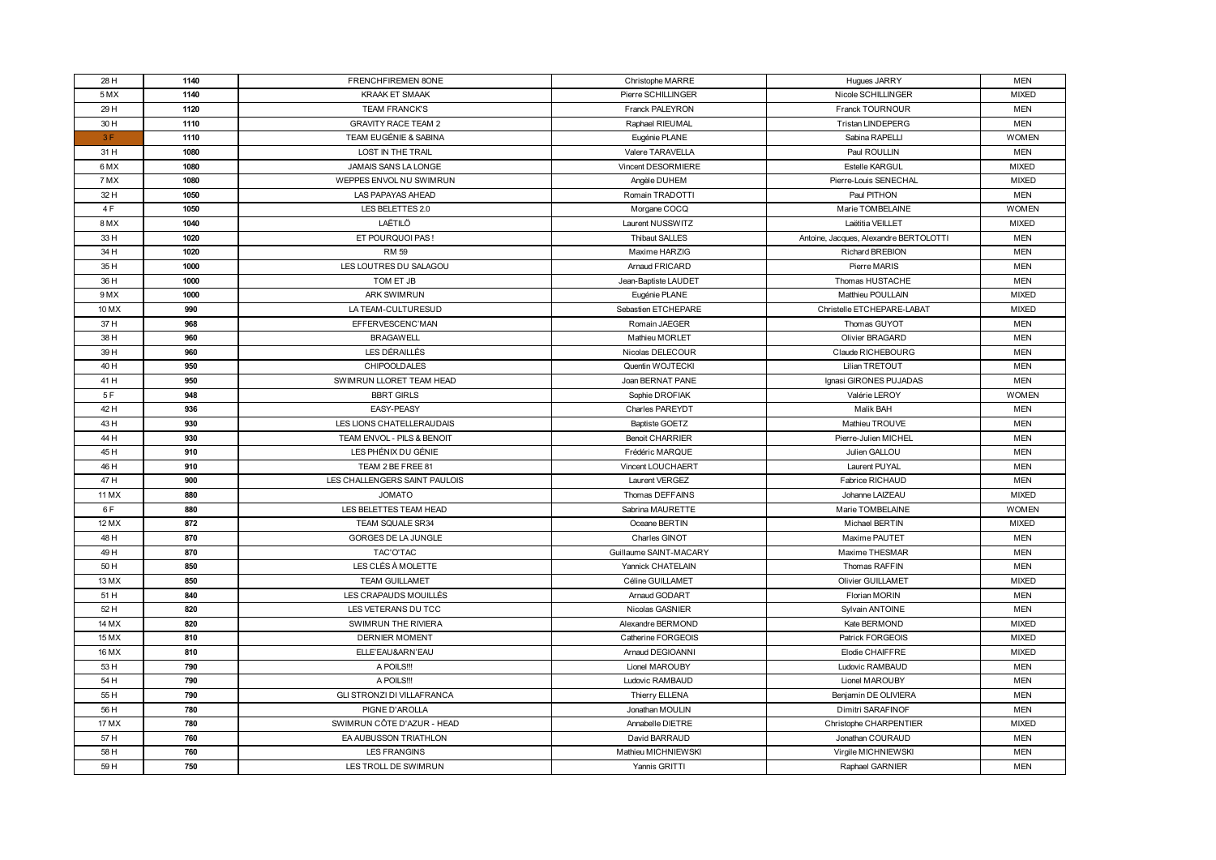| | | | | | |
|---|---|---|---|---|---|
| 28 H | 1140 | FRENCHFIREMEN 8ONE | Christophe MARRE | Hugues JARRY | MEN |
| 5 MX | 1140 | KRAAK ET SMAAK | Pierre SCHILLINGER | Nicole SCHILLINGER | MIXED |
| 29 H | 1120 | TEAM FRANCK'S | Franck PALEYRON | Franck TOURNOUR | MEN |
| 30 H | 1110 | GRAVITY RACE TEAM 2 | Raphael RIEUMAL | Tristan LINDEPERG | MEN |
| 3 F | 1110 | TEAM EUGÉNIE & SABINA | Eugénie PLANE | Sabina RAPELLI | WOMEN |
| 31 H | 1080 | LOST IN THE TRAIL | Valere TARAVELLA | Paul ROULLIN | MEN |
| 6 MX | 1080 | JAMAIS SANS LA LONGE | Vincent DESORMIERE | Estelle KARGUL | MIXED |
| 7 MX | 1080 | WEPPES ENVOL NU SWIMRUN | Angèle DUHEM | Pierre-Louis SENECHAL | MIXED |
| 32 H | 1050 | LAS PAPAYAS AHEAD | Romain TRADOTTI | Paul PITHON | MEN |
| 4 F | 1050 | LES BELETTES 2.0 | Morgane COCQ | Marie TOMBELAINE | WOMEN |
| 8 MX | 1040 | LAËTILÔ | Laurent NUSSWITZ | Laëtitia VEILLET | MIXED |
| 33 H | 1020 | ET POURQUOI PAS ! | Thibaut SALLES | Antoine, Jacques, Alexandre BERTOLOTTI | MEN |
| 34 H | 1020 | RM 59 | Maxime HARZIG | Richard BREBION | MEN |
| 35 H | 1000 | LES LOUTRES DU SALAGOU | Arnaud FRICARD | Pierre MARIS | MEN |
| 36 H | 1000 | TOM ET JB | Jean-Baptiste LAUDET | Thomas HUSTACHE | MEN |
| 9 MX | 1000 | ARK SWIMRUN | Eugénie PLANE | Matthieu POULLAIN | MIXED |
| 10 MX | 990 | LA TEAM-CULTURESUD | Sebastien ETCHEPARE | Christelle ETCHEPARE-LABAT | MIXED |
| 37 H | 968 | EFFERVESCENC'MAN | Romain JAEGER | Thomas GUYOT | MEN |
| 38 H | 960 | BRAGAWELL | Mathieu MORLET | Olivier BRAGARD | MEN |
| 39 H | 960 | LES DÉRAILLÉS | Nicolas DELECOUR | Claude RICHEBOURG | MEN |
| 40 H | 950 | CHIPOOLDALES | Quentin WOJTECKI | Lilian TRETOUT | MEN |
| 41 H | 950 | SWIMRUN LLORET TEAM HEAD | Joan BERNAT PANE | Ignasi GIRONES PUJADAS | MEN |
| 5 F | 948 | BBRT GIRLS | Sophie DROFIAK | Valérie LEROY | WOMEN |
| 42 H | 936 | EASY-PEASY | Charles PAREYDT | Malik BAH | MEN |
| 43 H | 930 | LES LIONS CHATELLERAUDAIS | Baptiste GOETZ | Mathieu TROUVE | MEN |
| 44 H | 930 | TEAM ENVOL - PILS & BENOIT | Benoit CHARRIER | Pierre-Julien MICHEL | MEN |
| 45 H | 910 | LES PHÉNIX DU GÉNIE | Frédéric MARQUE | Julien GALLOU | MEN |
| 46 H | 910 | TEAM 2 BE FREE 81 | Vincent LOUCHAERT | Laurent PUYAL | MEN |
| 47 H | 900 | LES CHALLENGERS SAINT PAULOIS | Laurent VERGEZ | Fabrice RICHAUD | MEN |
| 11 MX | 880 | JOMATO | Thomas DEFFAINS | Johanne LAIZEAU | MIXED |
| 6 F | 880 | LES BELETTES TEAM HEAD | Sabrina MAURETTE | Marie TOMBELAINE | WOMEN |
| 12 MX | 872 | TEAM SQUALE SR34 | Oceane BERTIN | Michael BERTIN | MIXED |
| 48 H | 870 | GORGES DE LA JUNGLE | Charles GINOT | Maxime PAUTET | MEN |
| 49 H | 870 | TAC'O'TAC | Guillaume SAINT-MACARY | Maxime THESMAR | MEN |
| 50 H | 850 | LES CLÉS À MOLETTE | Yannick CHATELAIN | Thomas RAFFIN | MEN |
| 13 MX | 850 | TEAM GUILLAMET | Céline GUILLAMET | Olivier GUILLAMET | MIXED |
| 51 H | 840 | LES CRAPAUDS MOUILLÉS | Arnaud GODART | Florian MORIN | MEN |
| 52 H | 820 | LES VETERANS DU TCC | Nicolas GASNIER | Sylvain ANTOINE | MEN |
| 14 MX | 820 | SWIMRUN THE RIVIERA | Alexandre BERMOND | Kate BERMOND | MIXED |
| 15 MX | 810 | DERNIER MOMENT | Catherine FORGEOIS | Patrick FORGEOIS | MIXED |
| 16 MX | 810 | ELLE'EAU&ARN'EAU | Arnaud DEGIOANNI | Elodie CHAIFFRE | MIXED |
| 53 H | 790 | A POILS!!! | Lionel MAROUBY | Ludovic RAMBAUD | MEN |
| 54 H | 790 | A POILS!!! | Ludovic RAMBAUD | Lionel MAROUBY | MEN |
| 55 H | 790 | GLI STRONZI DI VILLAFRANCA | Thierry ELLENA | Benjamin DE OLIVIERA | MEN |
| 56 H | 780 | PIGNE D'AROLLA | Jonathan MOULIN | Dimitri SARAFINOF | MEN |
| 17 MX | 780 | SWIMRUN CÔTE D'AZUR - HEAD | Annabelle DIETRE | Christophe CHARPENTIER | MIXED |
| 57 H | 760 | EA AUBUSSON TRIATHLON | David BARRAUD | Jonathan COURAUD | MEN |
| 58 H | 760 | LES FRANGINS | Mathieu MICHNIEWSKI | Virgile MICHNIEWSKI | MEN |
| 59 H | 750 | LES TROLL DE SWIMRUN | Yannis GRITTI | Raphael GARNIER | MEN |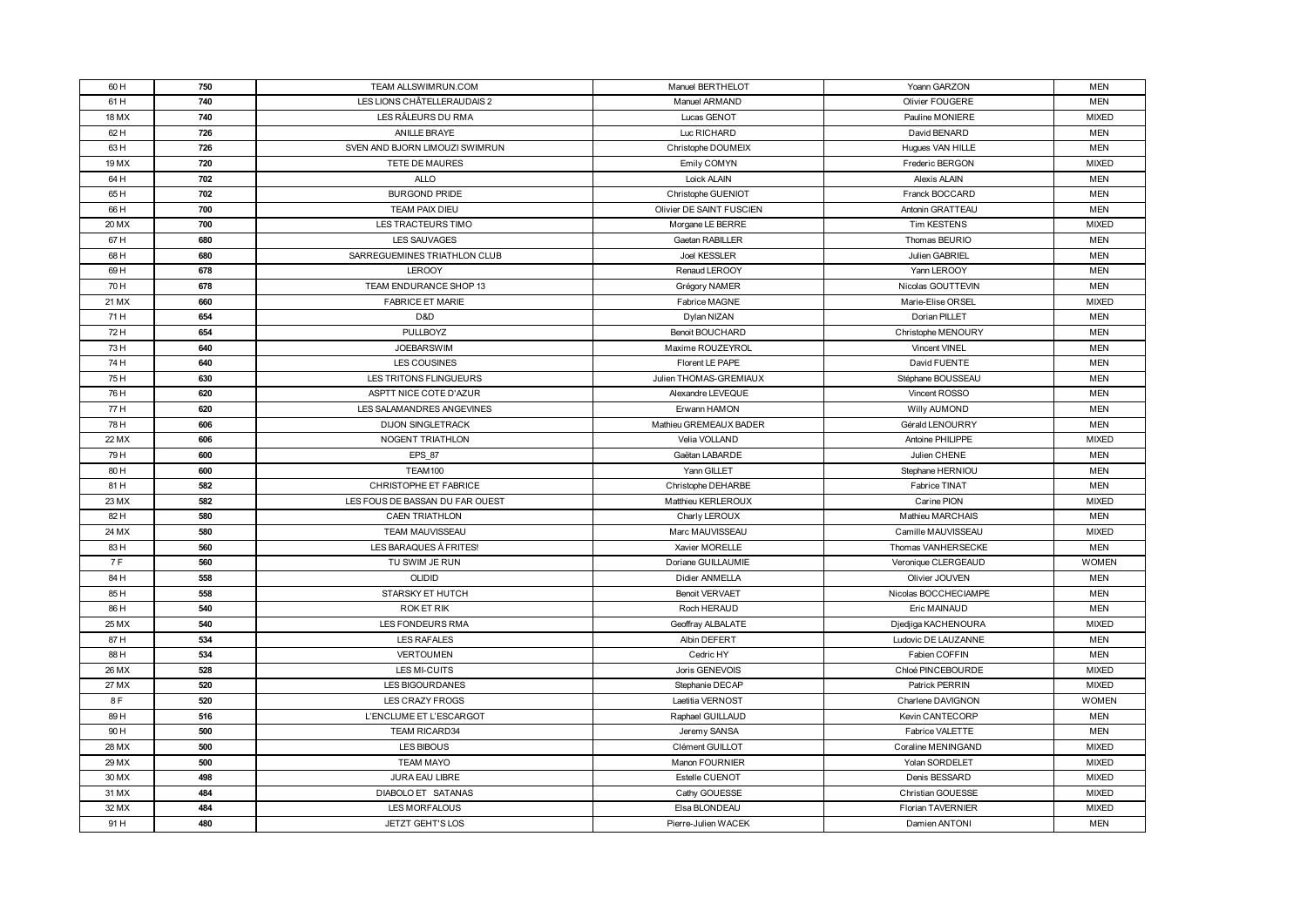| 60 H | 750 | TEAM ALLSWIMRUN.COM | Manuel BERTHELOT | Yoann GARZON | MEN |
|---|---|---|---|---|---|
| 61 H | 740 | LES LIONS CHÂTELLERAUDAIS 2 | Manuel ARMAND | Olivier FOUGERE | MEN |
| 18 MX | 740 | LES RÂLEURS DU RMA | Lucas GENOT | Pauline MONIERE | MIXED |
| 62 H | 726 | ANILLE BRAYE | Luc RICHARD | David BENARD | MEN |
| 63 H | 726 | SVEN AND BJORN LIMOUZI SWIMRUN | Christophe DOUMEIX | Hugues VAN HILLE | MEN |
| 19 MX | 720 | TETE DE MAURES | Emily COMYN | Frederic BERGON | MIXED |
| 64 H | 702 | ALLO | Loick ALAIN | Alexis ALAIN | MEN |
| 65 H | 702 | BURGOND PRIDE | Christophe GUENIOT | Franck BOCCARD | MEN |
| 66 H | 700 | TEAM PAIX DIEU | Olivier DE SAINT FUSCIEN | Antonin GRATTEAU | MEN |
| 20 MX | 700 | LES TRACTEURS TIMO | Morgane LE BERRE | Tim KESTENS | MIXED |
| 67 H | 680 | LES SAUVAGES | Gaetan RABILLER | Thomas BEURIO | MEN |
| 68 H | 680 | SARREGUEMINES TRIATHLON CLUB | Joel KESSLER | Julien GABRIEL | MEN |
| 69 H | 678 | LEROOY | Renaud LEROOY | Yann LEROOY | MEN |
| 70 H | 678 | TEAM ENDURANCE SHOP 13 | Grégory NAMER | Nicolas GOUTTEVIN | MEN |
| 21 MX | 660 | FABRICE ET MARIE | Fabrice MAGNE | Marie-Elise ORSEL | MIXED |
| 71 H | 654 | D&D | Dylan NIZAN | Dorian PILLET | MEN |
| 72 H | 654 | PULLBOYZ | Benoit BOUCHARD | Christophe MENOURY | MEN |
| 73 H | 640 | JOEBARSWIM | Maxime ROUZEYROL | Vincent VINEL | MEN |
| 74 H | 640 | LES COUSINES | Florent LE PAPE | David FUENTE | MEN |
| 75 H | 630 | LES TRITONS FLINGUEURS | Julien THOMAS-GREMIAUX | Stéphane BOUSSEAU | MEN |
| 76 H | 620 | ASPTT NICE COTE D'AZUR | Alexandre LEVEQUE | Vincent ROSSO | MEN |
| 77 H | 620 | LES SALAMANDRES ANGEVINES | Erwann HAMON | Willy AUMOND | MEN |
| 78 H | 606 | DIJON SINGLETRACK | Mathieu GREMEAUX BADER | Gérald LENOURRY | MEN |
| 22 MX | 606 | NOGENT TRIATHLON | Velia VOLLAND | Antoine PHILIPPE | MIXED |
| 79 H | 600 | EPS_87 | Gaëtan LABARDE | Julien CHENE | MEN |
| 80 H | 600 | TEAM100 | Yann GILLET | Stephane HERNIOU | MEN |
| 81 H | 582 | CHRISTOPHE ET FABRICE | Christophe DEHARBE | Fabrice TINAT | MEN |
| 23 MX | 582 | LES FOUS DE BASSAN DU FAR OUEST | Matthieu KERLEROUX | Carine PION | MIXED |
| 82 H | 580 | CAEN TRIATHLON | Charly LEROUX | Mathieu MARCHAIS | MEN |
| 24 MX | 580 | TEAM MAUVISSEAU | Marc MAUVISSEAU | Camille MAUVISSEAU | MIXED |
| 83 H | 560 | LES BARAQUES À FRITES! | Xavier MORELLE | Thomas VANHERSECKE | MEN |
| 7 F | 560 | TU SWIM JE RUN | Doriane GUILLAUMIE | Veronique CLERGEAUD | WOMEN |
| 84 H | 558 | OLIDID | Didier ANMELLA | Olivier JOUVEN | MEN |
| 85 H | 558 | STARSKY ET HUTCH | Benoit VERVAET | Nicolas BOCCHECIAMPE | MEN |
| 86 H | 540 | ROK ET RIK | Roch HERAUD | Eric MAINAUD | MEN |
| 25 MX | 540 | LES FONDEURS RMA | Geoffray ALBALATE | Djedjiga KACHENOURA | MIXED |
| 87 H | 534 | LES RAFALES | Albin DEFERT | Ludovic DE LAUZANNE | MEN |
| 88 H | 534 | VERTOUMEN | Cedric HY | Fabien COFFIN | MEN |
| 26 MX | 528 | LES MI-CUITS | Joris GENEVOIS | Chloé PINCEBOURDE | MIXED |
| 27 MX | 520 | LES BIGOURDANES | Stephanie DECAP | Patrick PERRIN | MIXED |
| 8 F | 520 | LES CRAZY FROGS | Laetitia VERNOST | Charlene DAVIGNON | WOMEN |
| 89 H | 516 | L'ENCLUME ET L'ESCARGOT | Raphael GUILLAUD | Kevin CANTECORP | MEN |
| 90 H | 500 | TEAM RICARD34 | Jeremy SANSA | Fabrice VALETTE | MEN |
| 28 MX | 500 | LES BIBOUS | Clément GUILLOT | Coraline MENINGAND | MIXED |
| 29 MX | 500 | TEAM MAYO | Manon FOURNIER | Yolan SORDELET | MIXED |
| 30 MX | 498 | JURA EAU LIBRE | Estelle CUENOT | Denis BESSARD | MIXED |
| 31 MX | 484 | DIABOLO ET SATANAS | Cathy GOUESSE | Christian GOUESSE | MIXED |
| 32 MX | 484 | LES MORFALOUS | Elsa BLONDEAU | Florian TAVERNIER | MIXED |
| 91 H | 480 | JETZT GEHT'S LOS | Pierre-Julien WACEK | Damien ANTONI | MEN |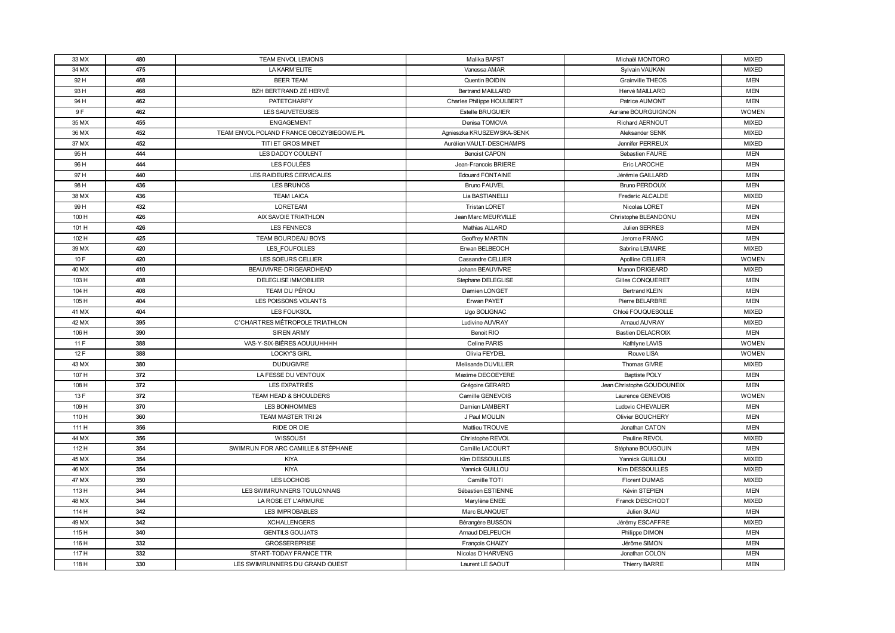| | | | | | |
|---|---|---|---|---|---|
| 33 MX | 480 | TEAM ENVOL LEMONS | Malika BAPST | Michaël MONTORO | MIXED |
| 34 MX | 475 | LA KARM'ELITE | Vanessa AMAR | Sylvain VAUKAN | MIXED |
| 92 H | 468 | BEER TEAM | Quentin BOIDIN | Grainville THEOS | MEN |
| 93 H | 468 | BZH BERTRAND ZÉ HERVÉ | Bertrand MAILLARD | Hervé MAILLARD | MEN |
| 94 H | 462 | PATETCHARFY | Charles Philippe HOULBERT | Patrice AUMONT | MEN |
| 9 F | 462 | LES SAUVETEUSES | Estelle BRUGUIER | Auriane BOURGUIGNON | WOMEN |
| 35 MX | 455 | ENGAGEMENT | Denisa TOMOVA | Richard AERNOUT | MIXED |
| 36 MX | 452 | TEAM ENVOL POLAND FRANCE OBOZYBIEGOWE.PL | Agnieszka KRUSZEWSKA-SENK | Aleksander SENK | MIXED |
| 37 MX | 452 | TITI ET GROS MINET | Aurélien VAULT-DESCHAMPS | Jennifer PERREUX | MIXED |
| 95 H | 444 | LES DADDY COULENT | Benoist CAPON | Sebastien FAURE | MEN |
| 96 H | 444 | LES FOULÉES | Jean-Francois BRIERE | Eric LAROCHE | MEN |
| 97 H | 440 | LES RAIDEURS CERVICALES | Edouard FONTAINE | Jérémie GAILLARD | MEN |
| 98 H | 436 | LES BRUNOS | Bruno FAUVEL | Bruno PERDOUX | MEN |
| 38 MX | 436 | TEAM LAICA | Lia BASTIANELLI | Frederic ALCALDE | MIXED |
| 99 H | 432 | LORETEAM | Tristan LORET | Nicolas LORET | MEN |
| 100 H | 426 | AIX SAVOIE TRIATHLON | Jean Marc MEURVILLE | Christophe BLEANDONU | MEN |
| 101 H | 426 | LES FENNECS | Mathias ALLARD | Julien SERRES | MEN |
| 102 H | 425 | TEAM BOURDEAU BOYS | Geoffrey MARTIN | Jerome FRANC | MEN |
| 39 MX | 420 | LES_FOUFOLLES | Erwan BELBEOCH | Sabrina LEMAIRE | MIXED |
| 10 F | 420 | LES SOEURS CELLIER | Cassandre CELLIER | Apolline CELLIER | WOMEN |
| 40 MX | 410 | BEAUVIVRE-DRIGEARDHEAD | Johann BEAUVIVRE | Manon DRIGEARD | MIXED |
| 103 H | 408 | DELEGLISE IMMOBILIER | Stephane DELEGLISE | Gilles CONQUERET | MEN |
| 104 H | 408 | TEAM DU PÉROU | Damien LONGET | Bertrand KLEIN | MEN |
| 105 H | 404 | LES POISSONS VOLANTS | Erwan PAYET | Pierre BELARBRE | MEN |
| 41 MX | 404 | LES FOUKSOL | Ugo SOLIGNAC | Chloé FOUQUESOLLE | MIXED |
| 42 MX | 395 | C'CHARTRES MÉTROPOLE TRIATHLON | Ludivine AUVRAY | Arnaud AUVRAY | MIXED |
| 106 H | 390 | SIREN ARMY | Benoit RIO | Bastien DELACROIX | MEN |
| 11 F | 388 | VAS-Y-SIX-BIÈRES AOUUUHHHH | Celine PARIS | Kathlyne LAVIS | WOMEN |
| 12 F | 388 | LOCKY'S GIRL | Olivia FEYDEL | Rouve LISA | WOMEN |
| 43 MX | 380 | DUDUGIVRE | Melisande DUVILLIER | Thomas GIVRE | MIXED |
| 107 H | 372 | LA FESSE DU VENTOUX | Maxime DECOEYERE | Baptiste POLY | MEN |
| 108 H | 372 | LES EXPATRIÉS | Grégoire GERARD | Jean Christophe GOUDOUNEIX | MEN |
| 13 F | 372 | TEAM HEAD & SHOULDERS | Camille GENEVOIS | Laurence GENEVOIS | WOMEN |
| 109 H | 370 | LES BONHOMMES | Damien LAMBERT | Ludovic CHEVALIER | MEN |
| 110 H | 360 | TEAM MASTER TRI 24 | J Paul MOULIN | Olivier BOUCHERY | MEN |
| 111 H | 356 | RIDE OR DIE | Mattieu TROUVE | Jonathan CATON | MEN |
| 44 MX | 356 | WISSOUS1 | Christophe REVOL | Pauline REVOL | MIXED |
| 112 H | 354 | SWIMRUN FOR ARC CAMILLE & STÉPHANE | Camille LACOURT | Stéphane BOUGOUIN | MEN |
| 45 MX | 354 | KIYA | Kim DESSOULLES | Yannick GUILLOU | MIXED |
| 46 MX | 354 | KIYA | Yannick GUILLOU | Kim DESSOULLES | MIXED |
| 47 MX | 350 | LES LOCHOIS | Camille TOTI | Florent DUMAS | MIXED |
| 113 H | 344 | LES SWIMRUNNERS TOULONNAIS | Sébastien ESTIENNE | Kévin STEPIEN | MEN |
| 48 MX | 344 | LA ROSE ET L'ARMURE | Marylène ENEE | Franck DESCHODT | MIXED |
| 114 H | 342 | LES IMPROBABLES | Marc BLANQUET | Julien SUAU | MEN |
| 49 MX | 342 | XCHALLENGERS | Bérangère BUSSON | Jérémy ESCAFFRE | MIXED |
| 115 H | 340 | GENTILS GOUJATS | Arnaud DELPEUCH | Philippe DIMON | MEN |
| 116 H | 332 | GROSSEREPRISE | François CHAIZY | Jérôme SIMON | MEN |
| 117 H | 332 | START-TODAY FRANCE TTR | Nicolas D'HARVENG | Jonathan COLON | MEN |
| 118 H | 330 | LES SWIMRUNNERS DU GRAND OUEST | Laurent LE SAOUT | Thierry BARRE | MEN |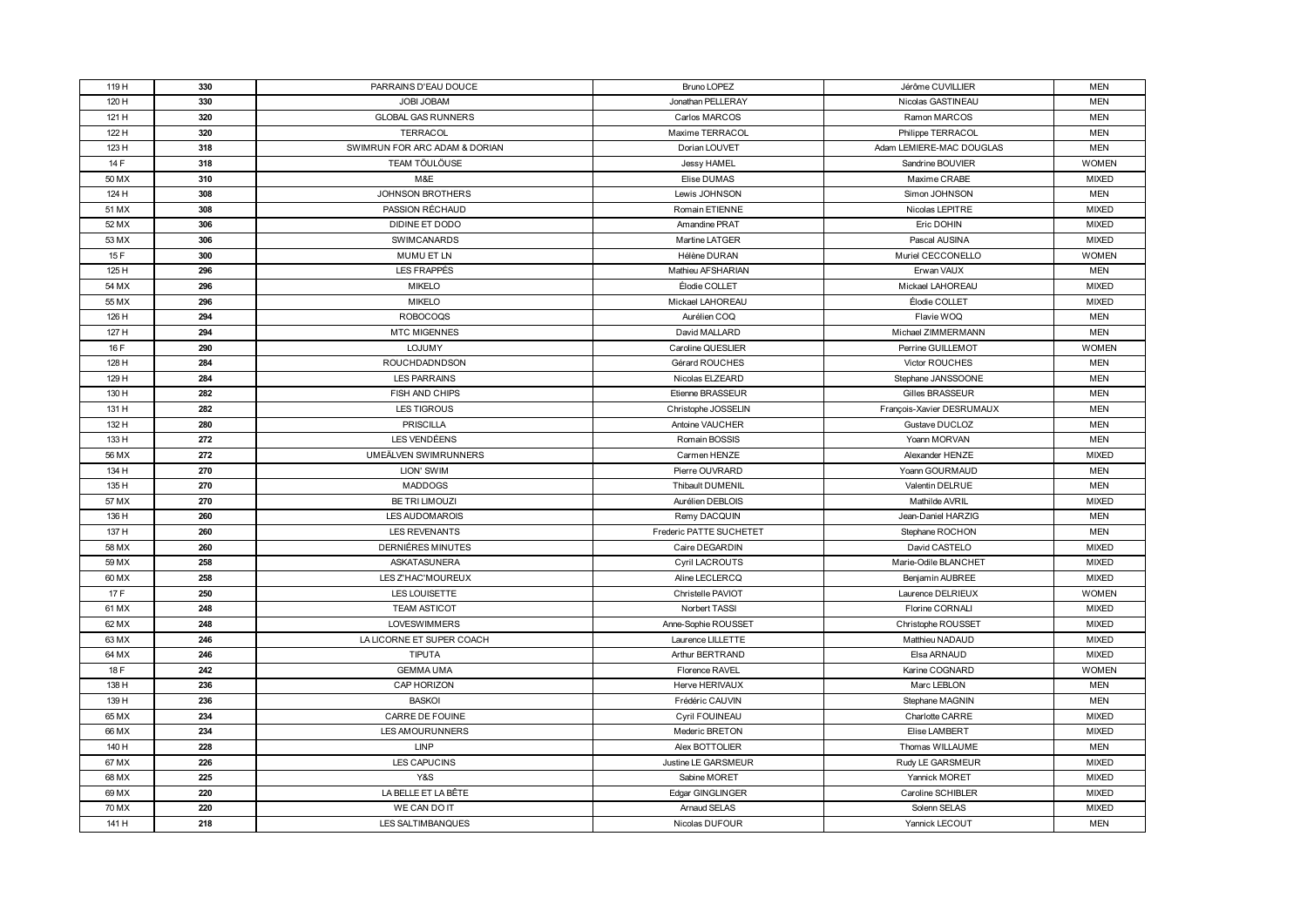| | | | | | |
|---|---|---|---|---|---|
| 119 H | 330 | PARRAINS D'EAU DOUCE | Bruno LOPEZ | Jérôme CUVILLIER | MEN |
| 120 H | 330 | JOBI JOBAM | Jonathan PELLERAY | Nicolas GASTINEAU | MEN |
| 121 H | 320 | GLOBAL GAS RUNNERS | Carlos MARCOS | Ramon MARCOS | MEN |
| 122 H | 320 | TERRACOL | Maxime TERRACOL | Philippe TERRACOL | MEN |
| 123 H | 318 | SWIMRUN FOR ARC ADAM & DORIAN | Dorian LOUVET | Adam LEMIERE-MAC DOUGLAS | MEN |
| 14 F | 318 | TEAM TÔULÔUSE | Jessy HAMEL | Sandrine BOUVIER | WOMEN |
| 50 MX | 310 | M&E | Elise DUMAS | Maxime CRABE | MIXED |
| 124 H | 308 | JOHNSON BROTHERS | Lewis JOHNSON | Simon JOHNSON | MEN |
| 51 MX | 308 | PASSION RÉCHAUD | Romain ETIENNE | Nicolas LEPITRE | MIXED |
| 52 MX | 306 | DIDINE ET DODO | Amandine PRAT | Eric DOHIN | MIXED |
| 53 MX | 306 | SWIMCANARDS | Martine LATGER | Pascal AUSINA | MIXED |
| 15 F | 300 | MUMU ET LN | Hélène DURAN | Muriel CECCONELLO | WOMEN |
| 125 H | 296 | LES FRAPPÉS | Mathieu AFSHARIAN | Erwan VAUX | MEN |
| 54 MX | 296 | MIKELO | Élodie COLLET | Mickael LAHOREAU | MIXED |
| 55 MX | 296 | MIKELO | Mickael LAHOREAU | Élodie COLLET | MIXED |
| 126 H | 294 | ROBOCOQS | Aurélien COQ | Flavie WOQ | MEN |
| 127 H | 294 | MTC MIGENNES | David MALLARD | Michael ZIMMERMANN | MEN |
| 16 F | 290 | LOJUMY | Caroline QUESLIER | Perrine GUILLEMOT | WOMEN |
| 128 H | 284 | ROUCHDADNDSON | Gérard ROUCHES | Victor ROUCHES | MEN |
| 129 H | 284 | LES PARRAINS | Nicolas ELZEARD | Stephane JANSSOONE | MEN |
| 130 H | 282 | FISH AND CHIPS | Etienne BRASSEUR | Gilles BRASSEUR | MEN |
| 131 H | 282 | LES TIGROUS | Christophe JOSSELIN | François-Xavier DESRUMAUX | MEN |
| 132 H | 280 | PRISCILLA | Antoine VAUCHER | Gustave DUCLOZ | MEN |
| 133 H | 272 | LES VENDÉENS | Romain BOSSIS | Yoann MORVAN | MEN |
| 56 MX | 272 | UMEÄLVEN SWIMRUNNERS | Carmen HENZE | Alexander HENZE | MIXED |
| 134 H | 270 | LION' SWIM | Pierre OUVRARD | Yoann GOURMAUD | MEN |
| 135 H | 270 | MADDOGS | Thibault DUMENIL | Valentin DELRUE | MEN |
| 57 MX | 270 | BE TRI LIMOUZI | Aurélien DEBLOIS | Mathilde AVRIL | MIXED |
| 136 H | 260 | LES AUDOMAROIS | Remy DACQUIN | Jean-Daniel HARZIG | MEN |
| 137 H | 260 | LES REVENANTS | Frederic PATTE SUCHETET | Stephane ROCHON | MEN |
| 58 MX | 260 | DERNIÈRES MINUTES | Caire DEGARDIN | David CASTELO | MIXED |
| 59 MX | 258 | ASKATASUNERA | Cyril LACROUTS | Marie-Odile BLANCHET | MIXED |
| 60 MX | 258 | LES Z'HAC'MOUREUX | Aline LECLERCQ | Benjamin AUBREE | MIXED |
| 17 F | 250 | LES LOUISETTE | Christelle PAVIOT | Laurence DELRIEUX | WOMEN |
| 61 MX | 248 | TEAM ASTICOT | Norbert TASSI | Florine CORNALI | MIXED |
| 62 MX | 248 | LOVESWIMMERS | Anne-Sophie ROUSSET | Christophe ROUSSET | MIXED |
| 63 MX | 246 | LA LICORNE ET SUPER COACH | Laurence LILLETTE | Matthieu NADAUD | MIXED |
| 64 MX | 246 | TIPUTA | Arthur BERTRAND | Elsa ARNAUD | MIXED |
| 18 F | 242 | GEMMA UMA | Florence RAVEL | Karine COGNARD | WOMEN |
| 138 H | 236 | CAP HORIZON | Herve HERIVAUX | Marc LEBLON | MEN |
| 139 H | 236 | BASKOI | Frédéric CAUVIN | Stephane MAGNIN | MEN |
| 65 MX | 234 | CARRE DE FOUINE | Cyril FOUINEAU | Charlotte CARRE | MIXED |
| 66 MX | 234 | LES AMOURUNNERS | Mederic BRETON | Elise LAMBERT | MIXED |
| 140 H | 228 | LINP | Alex BOTTOLIER | Thomas WILLAUME | MEN |
| 67 MX | 226 | LES CAPUCINS | Justine LE GARSMEUR | Rudy LE GARSMEUR | MIXED |
| 68 MX | 225 | Y&S | Sabine MORET | Yannick MORET | MIXED |
| 69 MX | 220 | LA BELLE ET LA BÊTE | Edgar GINGLINGER | Caroline SCHIBLER | MIXED |
| 70 MX | 220 | WE CAN DO IT | Arnaud SELAS | Solenn SELAS | MIXED |
| 141 H | 218 | LES SALTIMBANQUES | Nicolas DUFOUR | Yannick LECOUT | MEN |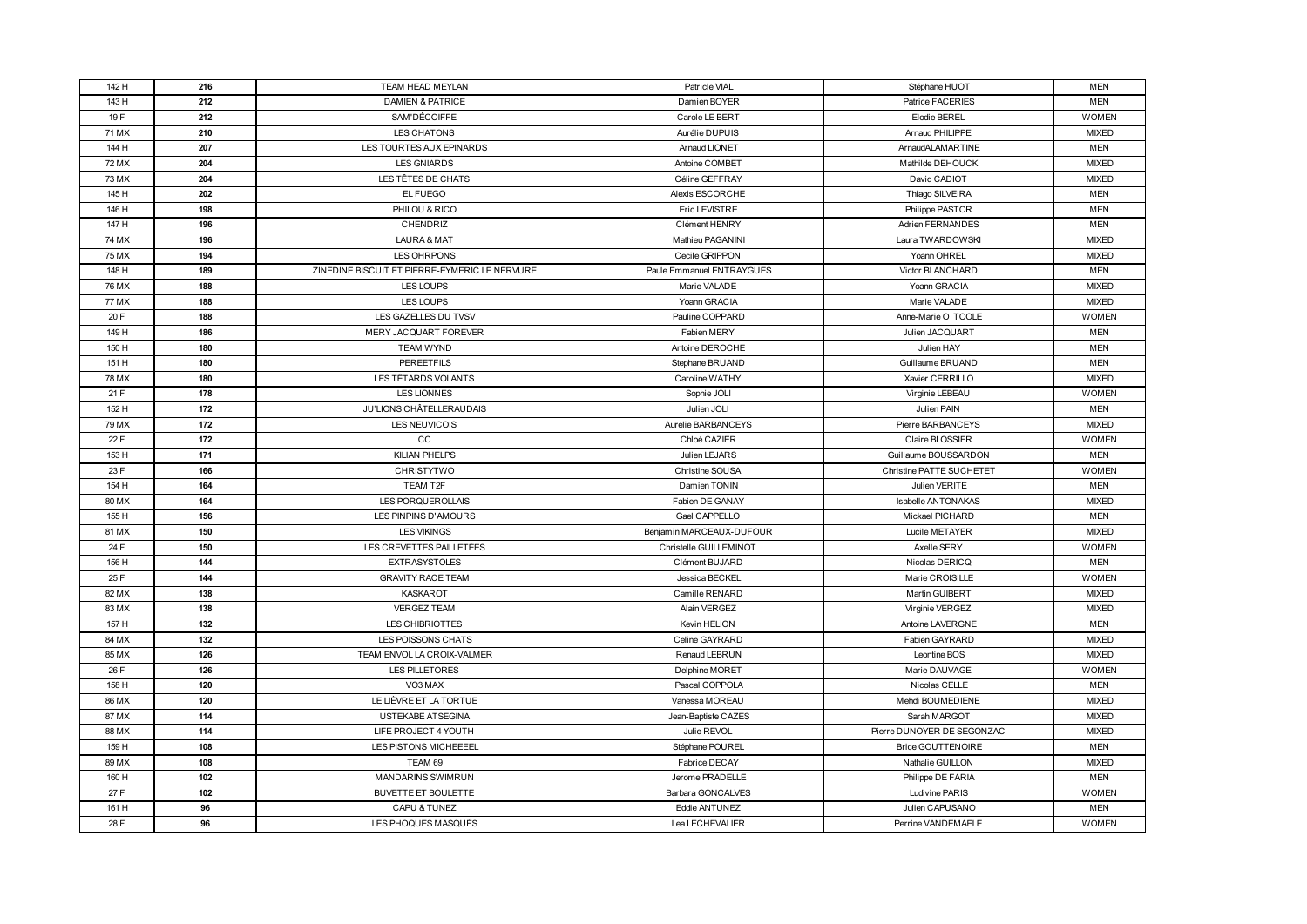| 142 H | 216 | TEAM HEAD MEYLAN | Patricle VIAL | Stéphane HUOT | MEN |
|---|---|---|---|---|---|
| 143 H | 212 | DAMIEN & PATRICE | Damien BOYER | Patrice FACERIES | MEN |
| 19 F | 212 | SAM'DÉCOIFFE | Carole LE BERT | Elodie BEREL | WOMEN |
| 71 MX | 210 | LES CHATONS | Aurélie DUPUIS | Arnaud PHILIPPE | MIXED |
| 144 H | 207 | LES TOURTES AUX EPINARDS | Arnaud LIONET | ArnaudALAMARTINE | MEN |
| 72 MX | 204 | LES GNIARDS | Antoine COMBET | Mathilde DEHOUCK | MIXED |
| 73 MX | 204 | LES TÊTES DE CHATS | Céline GEFFRAY | David CADIOT | MIXED |
| 145 H | 202 | EL FUEGO | Alexis ESCORCHE | Thiago SILVEIRA | MEN |
| 146 H | 198 | PHILOU & RICO | Eric LEVISTRE | Philippe PASTOR | MEN |
| 147 H | 196 | CHENDRIZ | Clément HENRY | Adrien FERNANDES | MEN |
| 74 MX | 196 | LAURA & MAT | Mathieu PAGANINI | Laura TWARDOWSKI | MIXED |
| 75 MX | 194 | LES OHRPONS | Cecile GRIPPON | Yoann OHREL | MIXED |
| 148 H | 189 | ZINEDINE BISCUIT ET PIERRE-EYMERIC LE NERVURE | Paule Emmanuel ENTRAYGUES | Victor BLANCHARD | MEN |
| 76 MX | 188 | LES LOUPS | Marie VALADE | Yoann GRACIA | MIXED |
| 77 MX | 188 | LES LOUPS | Yoann GRACIA | Marie VALADE | MIXED |
| 20 F | 188 | LES GAZELLES DU TVSV | Pauline COPPARD | Anne-Marie O TOOLE | WOMEN |
| 149 H | 186 | MERY JACQUART FOREVER | Fabien MERY | Julien JACQUART | MEN |
| 150 H | 180 | TEAM WYND | Antoine DEROCHE | Julien HAY | MEN |
| 151 H | 180 | PEREETFILS | Stephane BRUAND | Guillaume BRUAND | MEN |
| 78 MX | 180 | LES TÊTARDS VOLANTS | Caroline WATHY | Xavier CERRILLO | MIXED |
| 21 F | 178 | LES LIONNES | Sophie JOLI | Virginie LEBEAU | WOMEN |
| 152 H | 172 | JU'LIONS CHÂTELLERAUDAIS | Julien JOLI | Julien PAIN | MEN |
| 79 MX | 172 | LES NEUVICOIS | Aurelie BARBANCEYS | Pierre BARBANCEYS | MIXED |
| 22 F | 172 | CC | Chloé CAZIER | Claire BLOSSIER | WOMEN |
| 153 H | 171 | KILIAN PHELPS | Julien LEJARS | Guillaume BOUSSARDON | MEN |
| 23 F | 166 | CHRISTYTWO | Christine SOUSA | Christine PATTE SUCHETET | WOMEN |
| 154 H | 164 | TEAM T2F | Damien TONIN | Julien VERITE | MEN |
| 80 MX | 164 | LES PORQUEROLLAIS | Fabien DE GANAY | Isabelle ANTONAKAS | MIXED |
| 155 H | 156 | LES PINPINS D'AMOURS | Gael CAPPELLO | Mickael PICHARD | MEN |
| 81 MX | 150 | LES VIKINGS | Benjamin MARCEAUX-DUFOUR | Lucile METAYER | MIXED |
| 24 F | 150 | LES CREVETTES PAILLETÉES | Christelle GUILLEMINOT | Axelle SERY | WOMEN |
| 156 H | 144 | EXTRASYSTOLES | Clément BUJARD | Nicolas DERICQ | MEN |
| 25 F | 144 | GRAVITY RACE TEAM | Jessica BECKEL | Marie CROISILLE | WOMEN |
| 82 MX | 138 | KASKAROT | Camille RENARD | Martin GUIBERT | MIXED |
| 83 MX | 138 | VERGEZ TEAM | Alain VERGEZ | Virginie VERGEZ | MIXED |
| 157 H | 132 | LES CHIBRIOTTES | Kevin HELION | Antoine LAVERGNE | MEN |
| 84 MX | 132 | LES POISSONS CHATS | Celine GAYRARD | Fabien GAYRARD | MIXED |
| 85 MX | 126 | TEAM ENVOL LA CROIX-VALMER | Renaud LEBRUN | Leontine BOS | MIXED |
| 26 F | 126 | LES PILLETORES | Delphine MORET | Marie DAUVAGE | WOMEN |
| 158 H | 120 | VO3 MAX | Pascal COPPOLA | Nicolas CELLE | MEN |
| 86 MX | 120 | LE LIÈVRE ET LA TORTUE | Vanessa MOREAU | Mehdi BOUMEDIENE | MIXED |
| 87 MX | 114 | USTEKABE ATSEGINA | Jean-Baptiste CAZES | Sarah MARGOT | MIXED |
| 88 MX | 114 | LIFE PROJECT 4 YOUTH | Julie REVOL | Pierre DUNOYER DE SEGONZAC | MIXED |
| 159 H | 108 | LES PISTONS MICHEEEEL | Stéphane POUREL | Brice GOUTTENOIRE | MEN |
| 89 MX | 108 | TEAM 69 | Fabrice DECAY | Nathalie GUILLON | MIXED |
| 160 H | 102 | MANDARINS SWIMRUN | Jerome PRADELLE | Philippe DE FARIA | MEN |
| 27 F | 102 | BUVETTE ET BOULETTE | Barbara GONCALVES | Ludivine PARIS | WOMEN |
| 161 H | 96 | CAPU & TUNEZ | Eddie ANTUNEZ | Julien CAPUSANO | MEN |
| 28 F | 96 | LES PHOQUES MASQUÉS | Lea LECHEVALIER | Perrine VANDEMAELE | WOMEN |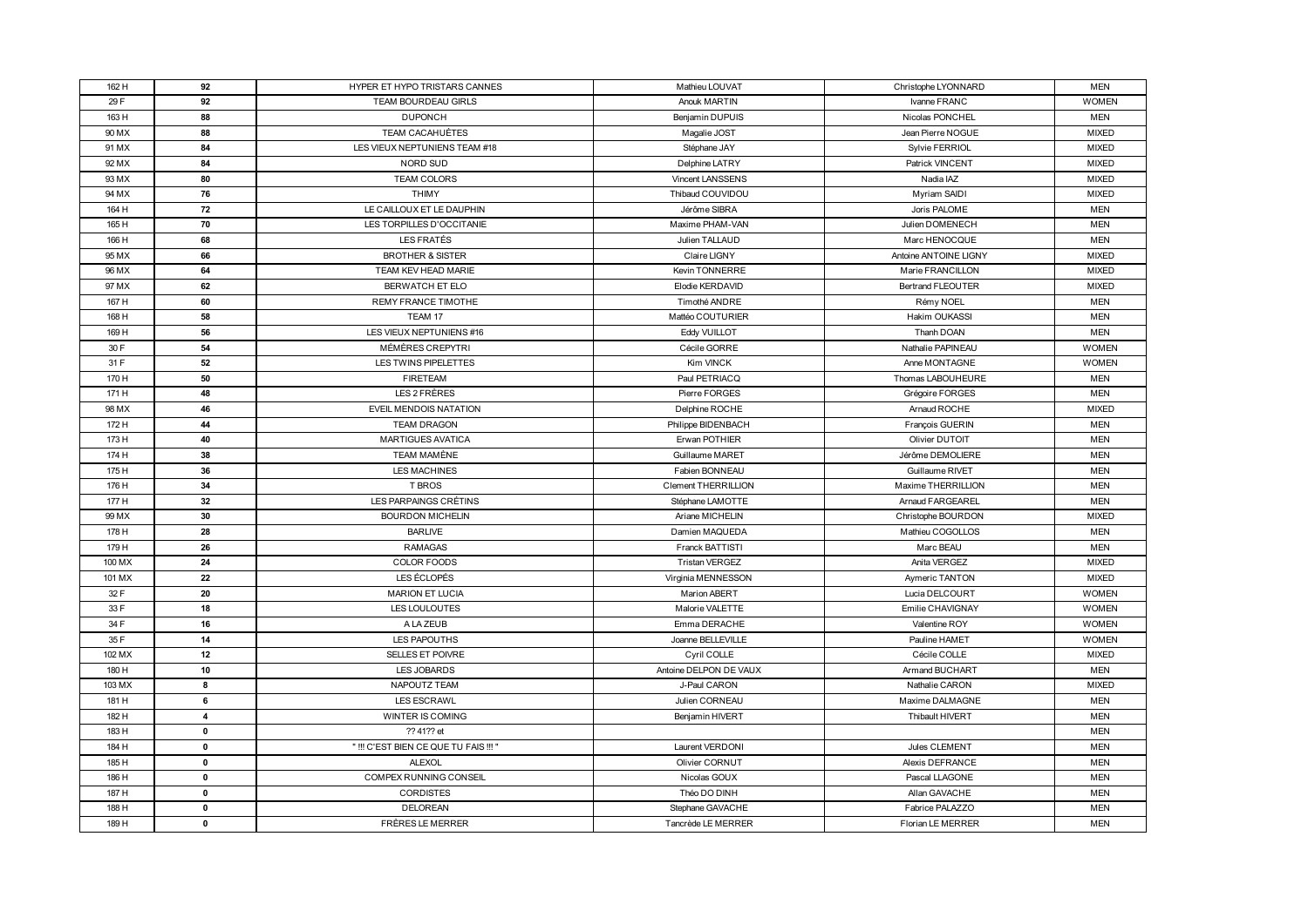| 162 H | 92 | HYPER ET HYPO TRISTARS CANNES | Mathieu LOUVAT | Christophe LYONNARD | MEN |
|---|---|---|---|---|---|
| 29 F | 92 | TEAM BOURDEAU GIRLS | Anouk MARTIN | Ivanne FRANC | WOMEN |
| 163 H | 88 | DUPONCH | Benjamin DUPUIS | Nicolas PONCHEL | MEN |
| 90 MX | 88 | TEAM CACAHUÈTES | Magalie JOST | Jean Pierre NOGUE | MIXED |
| 91 MX | 84 | LES VIEUX NEPTUNIENS TEAM #18 | Stéphane JAY | Sylvie FERRIOL | MIXED |
| 92 MX | 84 | NORD SUD | Delphine LATRY | Patrick VINCENT | MIXED |
| 93 MX | 80 | TEAM COLORS | Vincent LANSSENS | Nadia IAZ | MIXED |
| 94 MX | 76 | THIMY | Thibaud COUVIDOU | Myriam SAIDI | MIXED |
| 164 H | 72 | LE CAILLOUX ET LE DAUPHIN | Jérôme SIBRA | Joris PALOME | MEN |
| 165 H | 70 | LES TORPILLES D'OCCITANIE | Maxime PHAM-VAN | Julien DOMENECH | MEN |
| 166 H | 68 | LES FRATÉS | Julien TALLAUD | Marc HENOCQUE | MEN |
| 95 MX | 66 | BROTHER & SISTER | Claire LIGNY | Antoine ANTOINE LIGNY | MIXED |
| 96 MX | 64 | TEAM KEV HEAD MARIE | Kevin TONNERRE | Marie FRANCILLON | MIXED |
| 97 MX | 62 | BERWATCH ET ELO | Elodie KERDAVID | Bertrand FLEOUTER | MIXED |
| 167 H | 60 | REMY FRANCE TIMOTHE | Timothé ANDRE | Rémy NOEL | MEN |
| 168 H | 58 | TEAM 17 | Mattéo COUTURIER | Hakim OUKASSI | MEN |
| 169 H | 56 | LES VIEUX NEPTUNIENS #16 | Eddy VUILLOT | Thanh DOAN | MEN |
| 30 F | 54 | MÉMÈRES CREPYTRI | Cécile GORRE | Nathalie PAPINEAU | WOMEN |
| 31 F | 52 | LES TWINS PIPELETTES | Kim VINCK | Anne MONTAGNE | WOMEN |
| 170 H | 50 | FIRETEAM | Paul PETRIACQ | Thomas LABOUHEURE | MEN |
| 171 H | 48 | LES 2 FRÈRES | Pierre FORGES | Grégoire FORGES | MEN |
| 98 MX | 46 | EVEIL MENDOIS NATATION | Delphine ROCHE | Arnaud ROCHE | MIXED |
| 172 H | 44 | TEAM DRAGON | Philippe BIDENBACH | François GUERIN | MEN |
| 173 H | 40 | MARTIGUES AVATICA | Erwan POTHIER | Olivier DUTOIT | MEN |
| 174 H | 38 | TEAM MAMÈNE | Guillaume MARET | Jérôme DEMOLIERE | MEN |
| 175 H | 36 | LES MACHINES | Fabien BONNEAU | Guillaume RIVET | MEN |
| 176 H | 34 | T BROS | Clement THERRILLION | Maxime THERRILLION | MEN |
| 177 H | 32 | LES PARPAINGS CRÉTINS | Stéphane LAMOTTE | Arnaud FARGEAREL | MEN |
| 99 MX | 30 | BOURDON MICHELIN | Ariane MICHELIN | Christophe BOURDON | MIXED |
| 178 H | 28 | BARLIVE | Damien MAQUEDA | Mathieu COGOLLOS | MEN |
| 179 H | 26 | RAMAGAS | Franck BATTISTI | Marc BEAU | MEN |
| 100 MX | 24 | COLOR FOODS | Tristan VERGEZ | Anita VERGEZ | MIXED |
| 101 MX | 22 | LES ÉCLOPÉS | Virginia MENNESSON | Aymeric TANTON | MIXED |
| 32 F | 20 | MARION ET LUCIA | Marion ABERT | Lucia DELCOURT | WOMEN |
| 33 F | 18 | LES LOULOUTES | Malorie VALETTE | Emilie CHAVIGNAY | WOMEN |
| 34 F | 16 | A LA ZEUB | Emma DERACHE | Valentine ROY | WOMEN |
| 35 F | 14 | LES PAPOUTHS | Joanne BELLEVILLE | Pauline HAMET | WOMEN |
| 102 MX | 12 | SELLES ET POIVRE | Cyril COLLE | Cécile COLLE | MIXED |
| 180 H | 10 | LES JOBARDS | Antoine DELPON DE VAUX | Armand BUCHART | MEN |
| 103 MX | 8 | NAPOUTZ TEAM | J-Paul CARON | Nathalie CARON | MIXED |
| 181 H | 6 | LES ESCRAWL | Julien CORNEAU | Maxime DALMAGNE | MEN |
| 182 H | 4 | WINTER IS COMING | Benjamin HIVERT | Thibault HIVERT | MEN |
| 183 H | 0 | ?? 41?? et | | | MEN |
| 184 H | 0 | " !!! C'EST BIEN CE QUE TU FAIS !!! " | Laurent VERDONI | Jules CLEMENT | MEN |
| 185 H | 0 | ALEXOL | Olivier CORNUT | Alexis DEFRANCE | MEN |
| 186 H | 0 | COMPEX RUNNING CONSEIL | Nicolas GOUX | Pascal LLAGONE | MEN |
| 187 H | 0 | CORDISTES | Théo DO DINH | Allan GAVACHE | MEN |
| 188 H | 0 | DELOREAN | Stephane GAVACHE | Fabrice PALAZZO | MEN |
| 189 H | 0 | FRÈRES LE MERRER | Tancrède LE MERRER | Florian LE MERRER | MEN |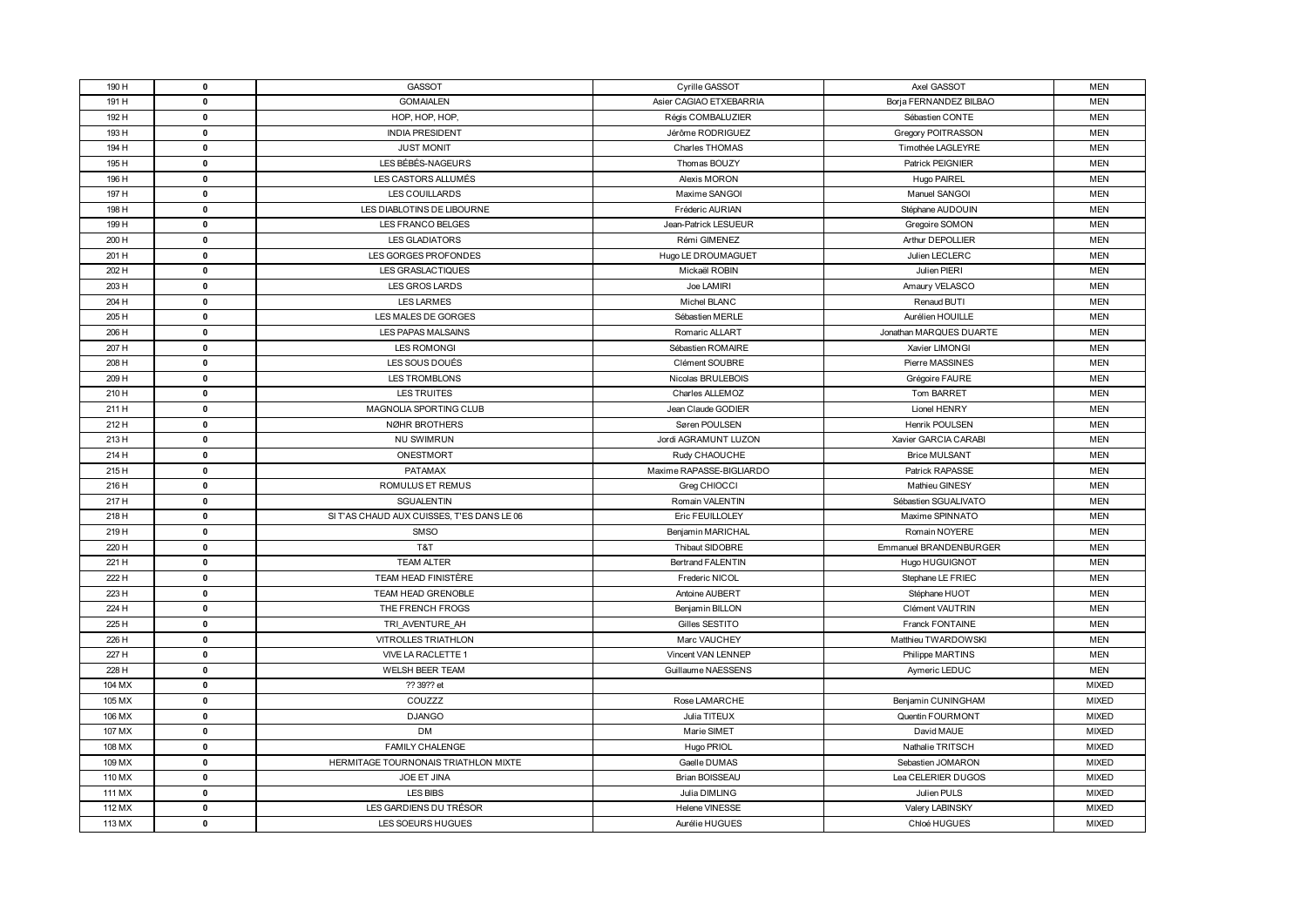| | | | | | |
|---|---|---|---|---|---|
| 190 H | 0 | GASSOT | Cyrille GASSOT | Axel GASSOT | MEN |
| 191 H | 0 | GOMAIALEN | Asier CAGIAO ETXEBARRIA | Borja FERNANDEZ BILBAO | MEN |
| 192 H | 0 | HOP, HOP, HOP, | Régis COMBALUZIER | Sébastien CONTE | MEN |
| 193 H | 0 | INDIA PRESIDENT | Jérôme RODRIGUEZ | Gregory POITRASSON | MEN |
| 194 H | 0 | JUST MONIT | Charles THOMAS | Timothée LAGLEYRE | MEN |
| 195 H | 0 | LES BÉBÉS-NAGEURS | Thomas BOUZY | Patrick PEIGNIER | MEN |
| 196 H | 0 | LES CASTORS ALLUMÉS | Alexis MORON | Hugo PAIREL | MEN |
| 197 H | 0 | LES COUILLARDS | Maxime SANGOI | Manuel SANGOI | MEN |
| 198 H | 0 | LES DIABLOTINS DE LIBOURNE | Fréderic AURIAN | Stéphane AUDOUIN | MEN |
| 199 H | 0 | LES FRANCO BELGES | Jean-Patrick LESUEUR | Gregoire SOMON | MEN |
| 200 H | 0 | LES GLADIATORS | Rémi GIMENEZ | Arthur DEPOLLIER | MEN |
| 201 H | 0 | LES GORGES PROFONDES | Hugo LE DROUMAGUET | Julien LECLERC | MEN |
| 202 H | 0 | LES GRASLACTIQUES | Mickaël ROBIN | Julien PIERI | MEN |
| 203 H | 0 | LES GROS LARDS | Joe LAMIRI | Amaury VELASCO | MEN |
| 204 H | 0 | LES LARMES | Michel BLANC | Renaud BUTI | MEN |
| 205 H | 0 | LES MALES DE GORGES | Sébastien MERLE | Aurélien HOUILLE | MEN |
| 206 H | 0 | LES PAPAS MALSAINS | Romaric ALLART | Jonathan MARQUES DUARTE | MEN |
| 207 H | 0 | LES ROMONGI | Sébastien ROMAIRE | Xavier LIMONGI | MEN |
| 208 H | 0 | LES SOUS DOUÉS | Clément SOUBRE | Pierre MASSINES | MEN |
| 209 H | 0 | LES TROMBLONS | Nicolas BRULEBOIS | Grégoire FAURE | MEN |
| 210 H | 0 | LES TRUITES | Charles ALLEMOZ | Tom BARRET | MEN |
| 211 H | 0 | MAGNOLIA SPORTING CLUB | Jean Claude GODIER | Lionel HENRY | MEN |
| 212 H | 0 | NØHR BROTHERS | Søren POULSEN | Henrik POULSEN | MEN |
| 213 H | 0 | NU SWIMRUN | Jordi AGRAMUNT LUZON | Xavier GARCIA CARABI | MEN |
| 214 H | 0 | ONESTMORT | Rudy CHAOUCHE | Brice MULSANT | MEN |
| 215 H | 0 | PATAMAX | Maxime RAPASSE-BIGLIARDO | Patrick RAPASSE | MEN |
| 216 H | 0 | ROMULUS ET REMUS | Greg CHIOCCI | Mathieu GINESY | MEN |
| 217 H | 0 | SGUALENTIN | Romain VALENTIN | Sébastien SGUALIVATO | MEN |
| 218 H | 0 | SI T'AS CHAUD AUX CUISSES, T'ES DANS LE 06 | Eric FEUILLOLEY | Maxime SPINNATO | MEN |
| 219 H | 0 | SMSO | Benjamin MARICHAL | Romain NOYERE | MEN |
| 220 H | 0 | T&T | Thibaut SIDOBRE | Emmanuel BRANDENBURGER | MEN |
| 221 H | 0 | TEAM ALTER | Bertrand FALENTIN | Hugo HUGUIGNOT | MEN |
| 222 H | 0 | TEAM HEAD FINISTÈRE | Frederic NICOL | Stephane LE FRIEC | MEN |
| 223 H | 0 | TEAM HEAD GRENOBLE | Antoine AUBERT | Stéphane HUOT | MEN |
| 224 H | 0 | THE FRENCH FROGS | Benjamin BILLON | Clément VAUTRIN | MEN |
| 225 H | 0 | TRI_AVENTURE_AH | Gilles SESTITO | Franck FONTAINE | MEN |
| 226 H | 0 | VITROLLES TRIATHLON | Marc VAUCHEY | Matthieu TWARDOWSKI | MEN |
| 227 H | 0 | VIVE LA RACLETTE 1 | Vincent VAN LENNEP | Philippe MARTINS | MEN |
| 228 H | 0 | WELSH BEER TEAM | Guillaume NAESSENS | Aymeric LEDUC | MEN |
| 104 MX | 0 | ?? 39?? et | | | MIXED |
| 105 MX | 0 | COUZZZ | Rose LAMARCHE | Benjamin CUNINGHAM | MIXED |
| 106 MX | 0 | DJANGO | Julia TITEUX | Quentin FOURMONT | MIXED |
| 107 MX | 0 | DM | Marie SIMET | David MAUE | MIXED |
| 108 MX | 0 | FAMILY CHALENGE | Hugo PRIOL | Nathalie TRITSCH | MIXED |
| 109 MX | 0 | HERMITAGE TOURNONAIS TRIATHLON MIXTE | Gaelle DUMAS | Sebastien JOMARON | MIXED |
| 110 MX | 0 | JOE ET JINA | Brian BOISSEAU | Lea CELERIER DUGOS | MIXED |
| 111 MX | 0 | LES BIBS | Julia DIMLING | Julien PULS | MIXED |
| 112 MX | 0 | LES GARDIENS DU TRÉSOR | Helene VINESSE | Valery LABINSKY | MIXED |
| 113 MX | 0 | LES SOEURS HUGUES | Aurélie HUGUES | Chloé HUGUES | MIXED |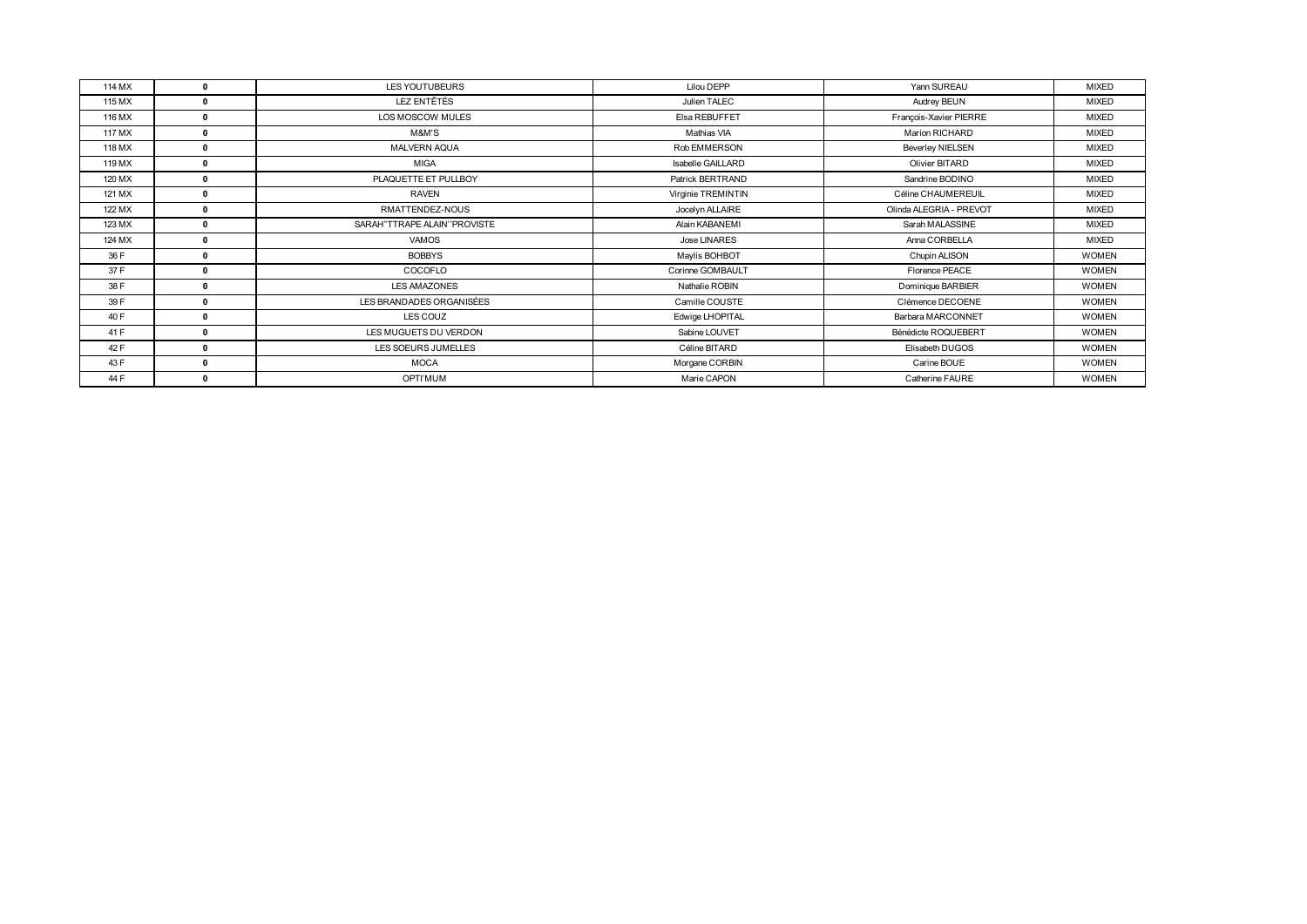| | | | | | |
|---|---|---|---|---|---|
| 114 MX | 0 | LES YOUTUBEURS | Lilou DEPP | Yann SUREAU | MIXED |
| 115 MX | 0 | LEZ ENTÊTÉS | Julien TALEC | Audrey BEUN | MIXED |
| 116 MX | 0 | LOS MOSCOW MULES | Elsa REBUFFET | François-Xavier PIERRE | MIXED |
| 117 MX | 0 | M&M'S | Mathias VIA | Marion RICHARD | MIXED |
| 118 MX | 0 | MALVERN AQUA | Rob EMMERSON | Beverley NIELSEN | MIXED |
| 119 MX | 0 | MIGA | Isabelle GAILLARD | Olivier BITARD | MIXED |
| 120 MX | 0 | PLAQUETTE ET PULLBOY | Patrick BERTRAND | Sandrine BODINO | MIXED |
| 121 MX | 0 | RAVEN | Virginie TREMINTIN | Céline CHAUMEREUIL | MIXED |
| 122 MX | 0 | RMATTENDEZ-NOUS | Jocelyn ALLAIRE | Olinda ALEGRIA - PREVOT | MIXED |
| 123 MX | 0 | SARAH''TTRAPE ALAIN''PROVISTE | Alain KABANEMI | Sarah MALASSINE | MIXED |
| 124 MX | 0 | VAMOS | Jose LINARES | Anna CORBELLA | MIXED |
| 36 F | 0 | BOBBYS | Maylis BOHBOT | Chupin ALISON | WOMEN |
| 37 F | 0 | COCOFLO | Corinne GOMBAULT | Florence PEACE | WOMEN |
| 38 F | 0 | LES AMAZONES | Nathalie ROBIN | Dominique BARBIER | WOMEN |
| 39 F | 0 | LES BRANDADES ORGANISÉES | Camille COUSTE | Clémence DECOENE | WOMEN |
| 40 F | 0 | LES COUZ | Edwige LHOPITAL | Barbara MARCONNET | WOMEN |
| 41 F | 0 | LES MUGUETS DU VERDON | Sabine LOUVET | Bénédicte ROQUEBERT | WOMEN |
| 42 F | 0 | LES SOEURS JUMELLES | Céline BITARD | Elisabeth DUGOS | WOMEN |
| 43 F | 0 | MOCA | Morgane CORBIN | Carine BOUE | WOMEN |
| 44 F | 0 | OPTI'MUM | Marie CAPON | Catherine FAURE | WOMEN |